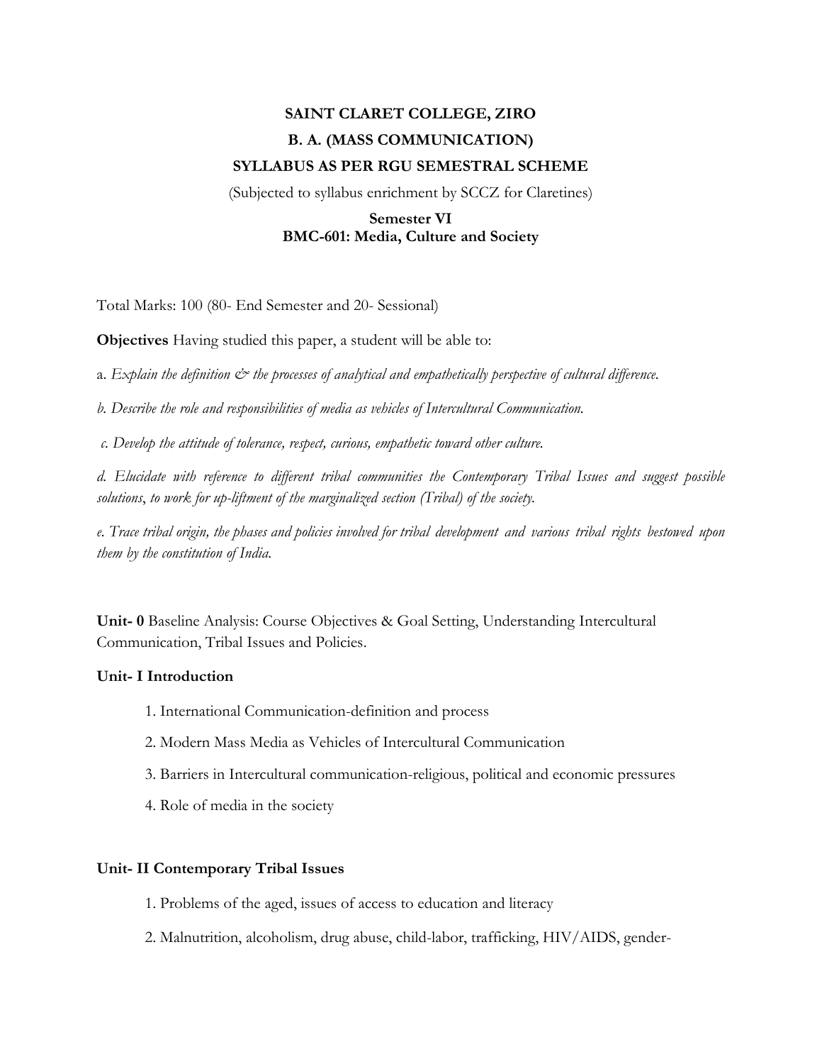**SAINT CLARET COLLEGE, ZIRO**

**B. A. (MASS COMMUNICATION)**

**SYLLABUS AS PER RGU SEMESTRAL SCHEME**

(Subjected to syllabus enrichment by SCCZ for Claretines)

**Semester VI**
**BMC-601: Media, Culture and Society**

Total Marks: 100 (80- End Semester and 20- Sessional)

**Objectives** Having studied this paper, a student will be able to:

a. *Explain the definition & the processes of analytical and empathetically perspective of cultural difference.*

*b. Describe the role and responsibilities of media as vehicles of Intercultural Communication.*

*c. Develop the attitude of tolerance, respect, curious, empathetic toward other culture.*

*d. Elucidate with reference to different tribal communities the Contemporary Tribal Issues and suggest possible solutions, to work for up-liftment of the marginalized section (Tribal) of the society.*

*e. Trace tribal origin, the phases and policies involved for tribal development and various tribal rights bestowed upon them by the constitution of India.*

**Unit- 0** Baseline Analysis: Course Objectives & Goal Setting, Understanding Intercultural Communication, Tribal Issues and Policies.

**Unit- I Introduction**

1. International Communication-definition and process
2. Modern Mass Media as Vehicles of Intercultural Communication
3. Barriers in Intercultural communication-religious, political and economic pressures
4. Role of media in the society

**Unit- II Contemporary Tribal Issues**

1. Problems of the aged, issues of access to education and literacy
2. Malnutrition, alcoholism, drug abuse, child-labor, trafficking, HIV/AIDS, gender-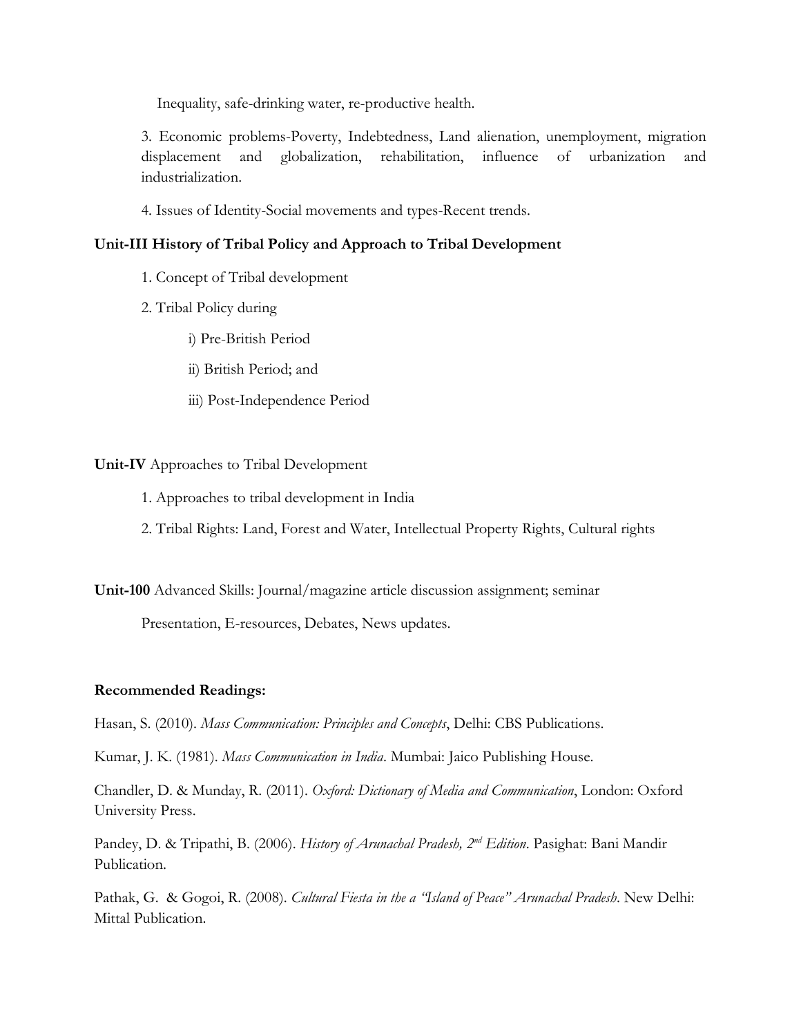Inequality, safe-drinking water, re-productive health.

3. Economic problems-Poverty, Indebtedness, Land alienation, unemployment, migration displacement and globalization, rehabilitation, influence of urbanization and industrialization.

4. Issues of Identity-Social movements and types-Recent trends.

**Unit-III History of Tribal Policy and Approach to Tribal Development**

1. Concept of Tribal development

2. Tribal Policy during

   i) Pre-British Period

   ii) British Period; and

   iii) Post-Independence Period

**Unit-IV** Approaches to Tribal Development

1. Approaches to tribal development in India

2. Tribal Rights: Land, Forest and Water, Intellectual Property Rights, Cultural rights

**Unit-100** Advanced Skills: Journal/magazine article discussion assignment; seminar Presentation, E-resources, Debates, News updates.

**Recommended Readings:**

Hasan, S. (2010). *Mass Communication: Principles and Concepts*, Delhi: CBS Publications.

Kumar, J. K. (1981). *Mass Communication in India*. Mumbai: Jaico Publishing House.

Chandler, D. & Munday, R. (2011). *Oxford: Dictionary of Media and Communication*, London: Oxford University Press.

Pandey, D. & Tripathi, B. (2006). *History of Arunachal Pradesh, 2nd Edition*. Pasighat: Bani Mandir Publication.

Pathak, G. & Gogoi, R. (2008). *Cultural Fiesta in the a "Island of Peace" Arunachal Pradesh*. New Delhi: Mittal Publication.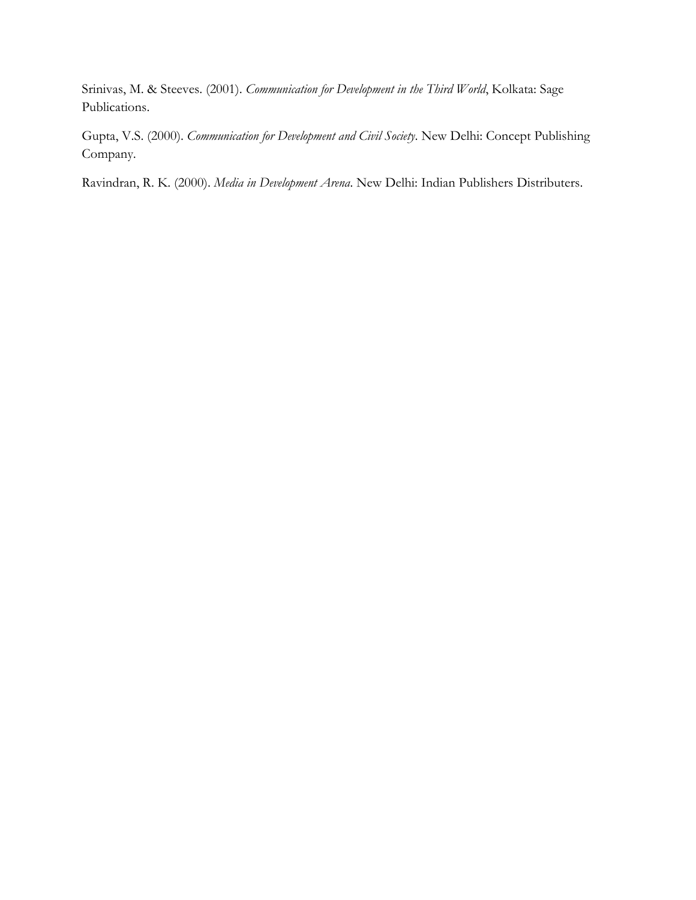Srinivas, M. & Steeves. (2001). *Communication for Development in the Third World*, Kolkata: Sage Publications.

Gupta, V.S. (2000). *Communication for Development and Civil Society*. New Delhi: Concept Publishing Company.

Ravindran, R. K. (2000). *Media in Development Arena*. New Delhi: Indian Publishers Distributers.